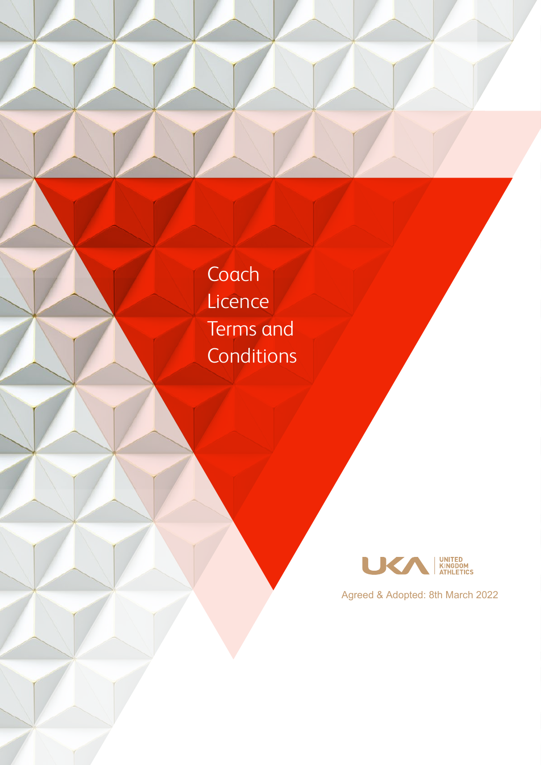# Coach Licence Terms and Conditions

UNITED KINGDOM ATHLETICS

Agreed & Adopted: 8th March 2022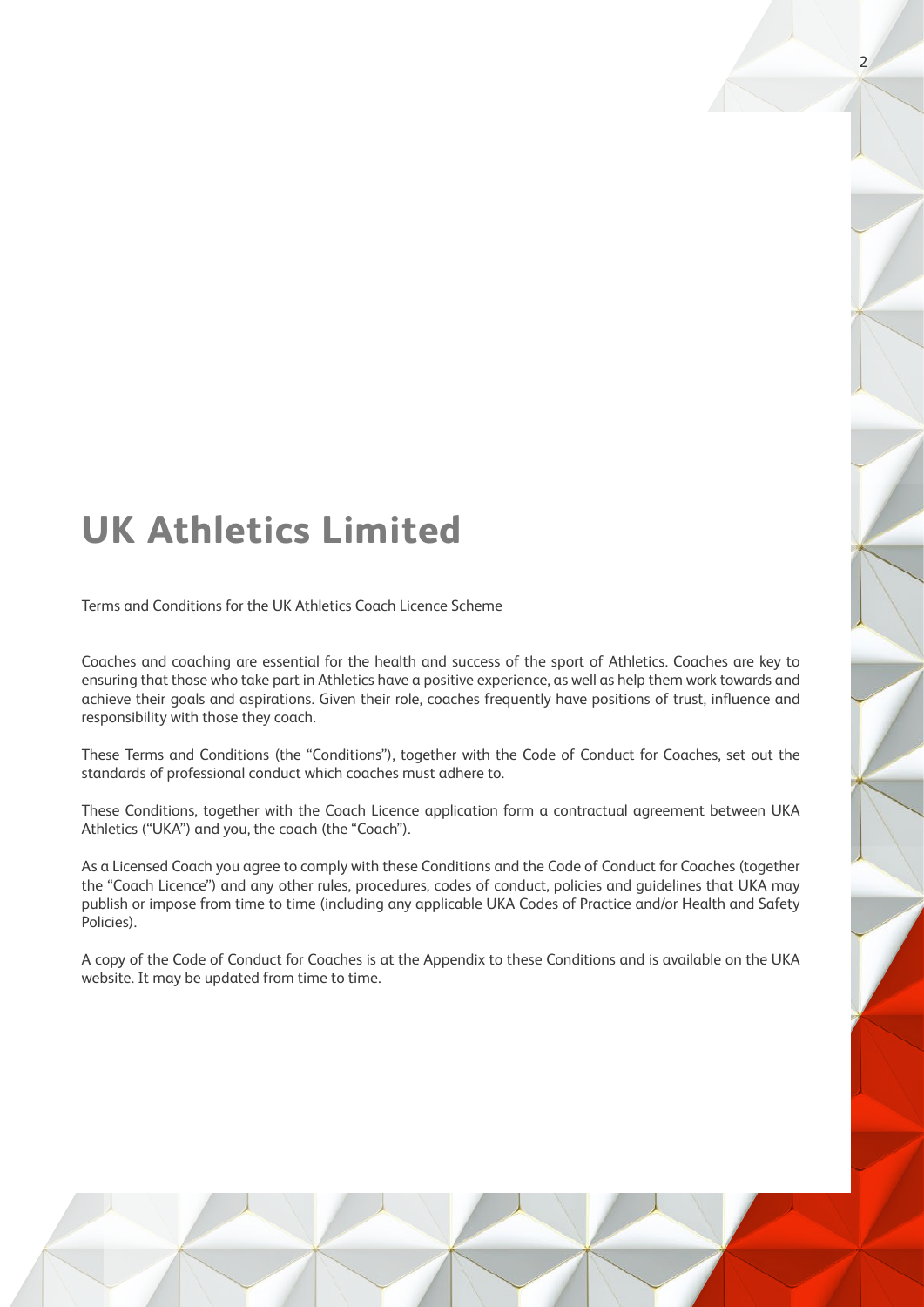# UK Athletics Limited

Terms and Conditions for the UK Athletics Coach Licence Scheme

Coaches and coaching are essential for the health and success of the sport of Athletics. Coaches are key to ensuring that those who take part in Athletics have a positive experience, as well as help them work towards and achieve their goals and aspirations. Given their role, coaches frequently have positions of trust, influence and responsibility with those they coach.

These Terms and Conditions (the "Conditions"), together with the Code of Conduct for Coaches, set out the standards of professional conduct which coaches must adhere to.

These Conditions, together with the Coach Licence application form a contractual agreement between UKA Athletics ("UKA") and you, the coach (the "Coach").

As a Licensed Coach you agree to comply with these Conditions and the Code of Conduct for Coaches (together the "Coach Licence") and any other rules, procedures, codes of conduct, policies and guidelines that UKA may publish or impose from time to time (including any applicable UKA Codes of Practice and/or Health and Safety Policies).

A copy of the Code of Conduct for Coaches is at the Appendix to these Conditions and is available on the UKA website. It may be updated from time to time.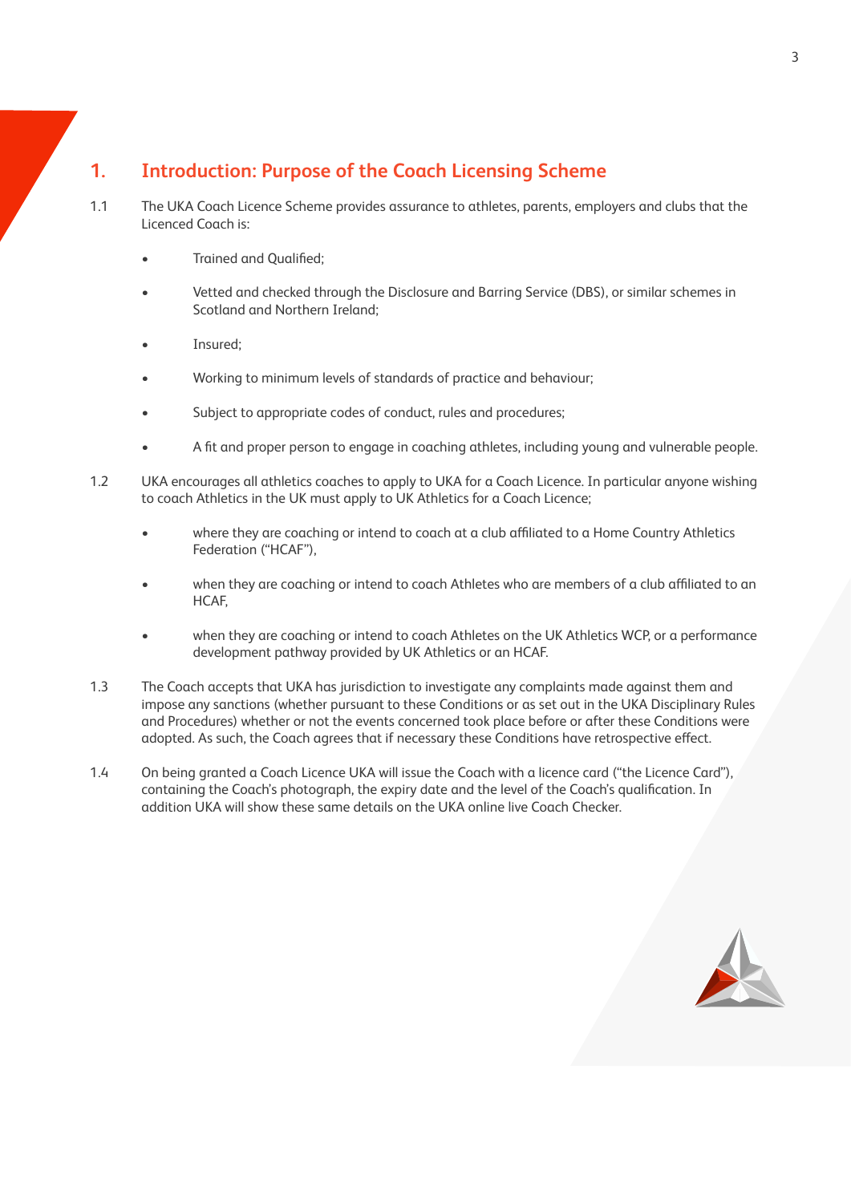## 1. Introduction: Purpose of the Coach Licensing Scheme

1.1 The UKA Coach Licence Scheme provides assurance to athletes, parents, employers and clubs that the Licenced Coach is:

- Trained and Qualified;
- Vetted and checked through the Disclosure and Barring Service (DBS), or similar schemes in Scotland and Northern Ireland;
- Insured;
- Working to minimum levels of standards of practice and behaviour;
- Subject to appropriate codes of conduct, rules and procedures;
- A fit and proper person to engage in coaching athletes, including young and vulnerable people.

1.2 UKA encourages all athletics coaches to apply to UKA for a Coach Licence. In particular anyone wishing to coach Athletics in the UK must apply to UK Athletics for a Coach Licence;

- where they are coaching or intend to coach at a club affiliated to a Home Country Athletics Federation ("HCAF"),
- when they are coaching or intend to coach Athletes who are members of a club affiliated to an HCAF,
- when they are coaching or intend to coach Athletes on the UK Athletics WCP, or a performance development pathway provided by UK Athletics or an HCAF.

1.3 The Coach accepts that UKA has jurisdiction to investigate any complaints made against them and impose any sanctions (whether pursuant to these Conditions or as set out in the UKA Disciplinary Rules and Procedures) whether or not the events concerned took place before or after these Conditions were adopted. As such, the Coach agrees that if necessary these Conditions have retrospective effect.

1.4 On being granted a Coach Licence UKA will issue the Coach with a licence card ("the Licence Card"), containing the Coach's photograph, the expiry date and the level of the Coach's qualification. In addition UKA will show these same details on the UKA online live Coach Checker.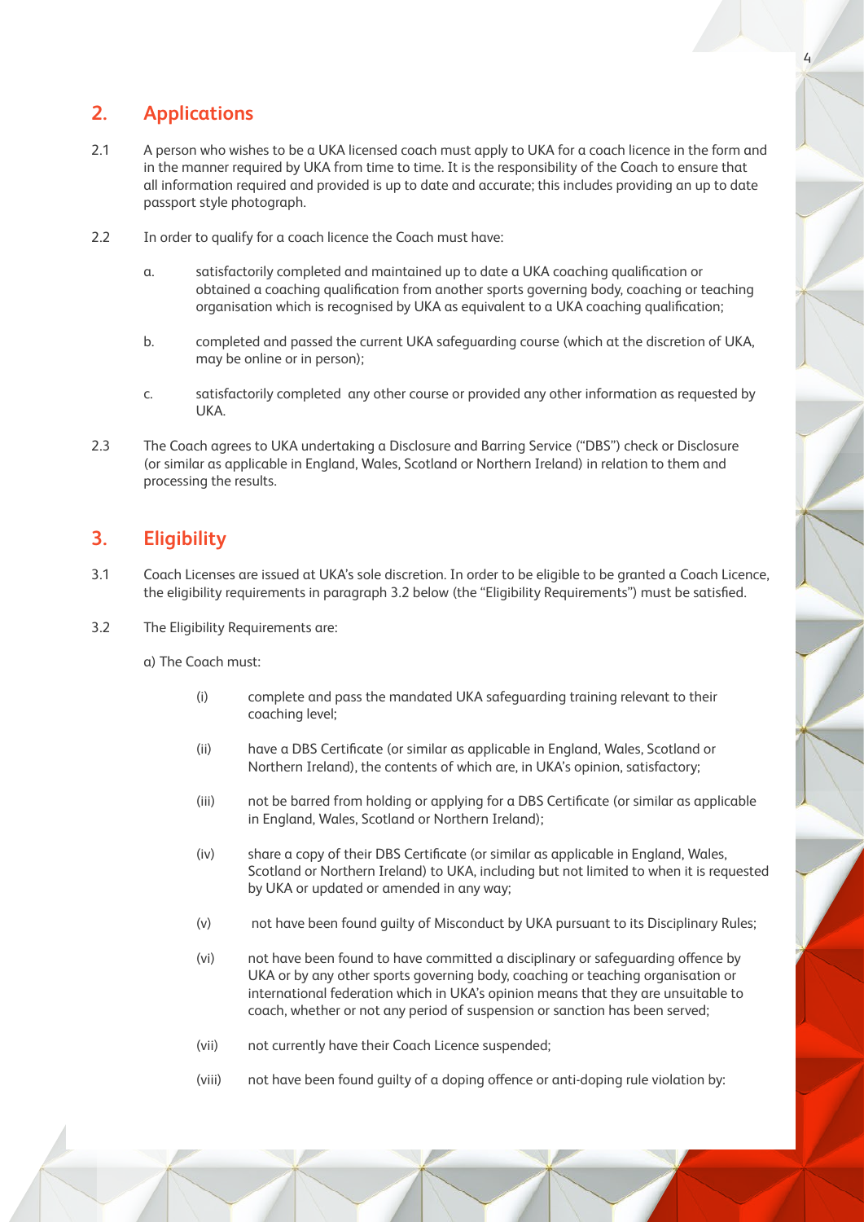## 2. Applications

2.1 A person who wishes to be a UKA licensed coach must apply to UKA for a coach licence in the form and in the manner required by UKA from time to time. It is the responsibility of the Coach to ensure that all information required and provided is up to date and accurate; this includes providing an up to date passport style photograph.

2.2 In order to qualify for a coach licence the Coach must have:

a. satisfactorily completed and maintained up to date a UKA coaching qualification or obtained a coaching qualification from another sports governing body, coaching or teaching organisation which is recognised by UKA as equivalent to a UKA coaching qualification;

b. completed and passed the current UKA safeguarding course (which at the discretion of UKA, may be online or in person);

c. satisfactorily completed any other course or provided any other information as requested by UKA.

2.3 The Coach agrees to UKA undertaking a Disclosure and Barring Service ("DBS") check or Disclosure (or similar as applicable in England, Wales, Scotland or Northern Ireland) in relation to them and processing the results.

## 3. Eligibility

3.1 Coach Licenses are issued at UKA's sole discretion. In order to be eligible to be granted a Coach Licence, the eligibility requirements in paragraph 3.2 below (the "Eligibility Requirements") must be satisfied.

3.2 The Eligibility Requirements are:

a) The Coach must:

(i) complete and pass the mandated UKA safeguarding training relevant to their coaching level;

(ii) have a DBS Certificate (or similar as applicable in England, Wales, Scotland or Northern Ireland), the contents of which are, in UKA's opinion, satisfactory;

(iii) not be barred from holding or applying for a DBS Certificate (or similar as applicable in England, Wales, Scotland or Northern Ireland);

(iv) share a copy of their DBS Certificate (or similar as applicable in England, Wales, Scotland or Northern Ireland) to UKA, including but not limited to when it is requested by UKA or updated or amended in any way;

(v) not have been found guilty of Misconduct by UKA pursuant to its Disciplinary Rules;

(vi) not have been found to have committed a disciplinary or safeguarding offence by UKA or by any other sports governing body, coaching or teaching organisation or international federation which in UKA's opinion means that they are unsuitable to coach, whether or not any period of suspension or sanction has been served;

(vii) not currently have their Coach Licence suspended;

(viii) not have been found guilty of a doping offence or anti-doping rule violation by: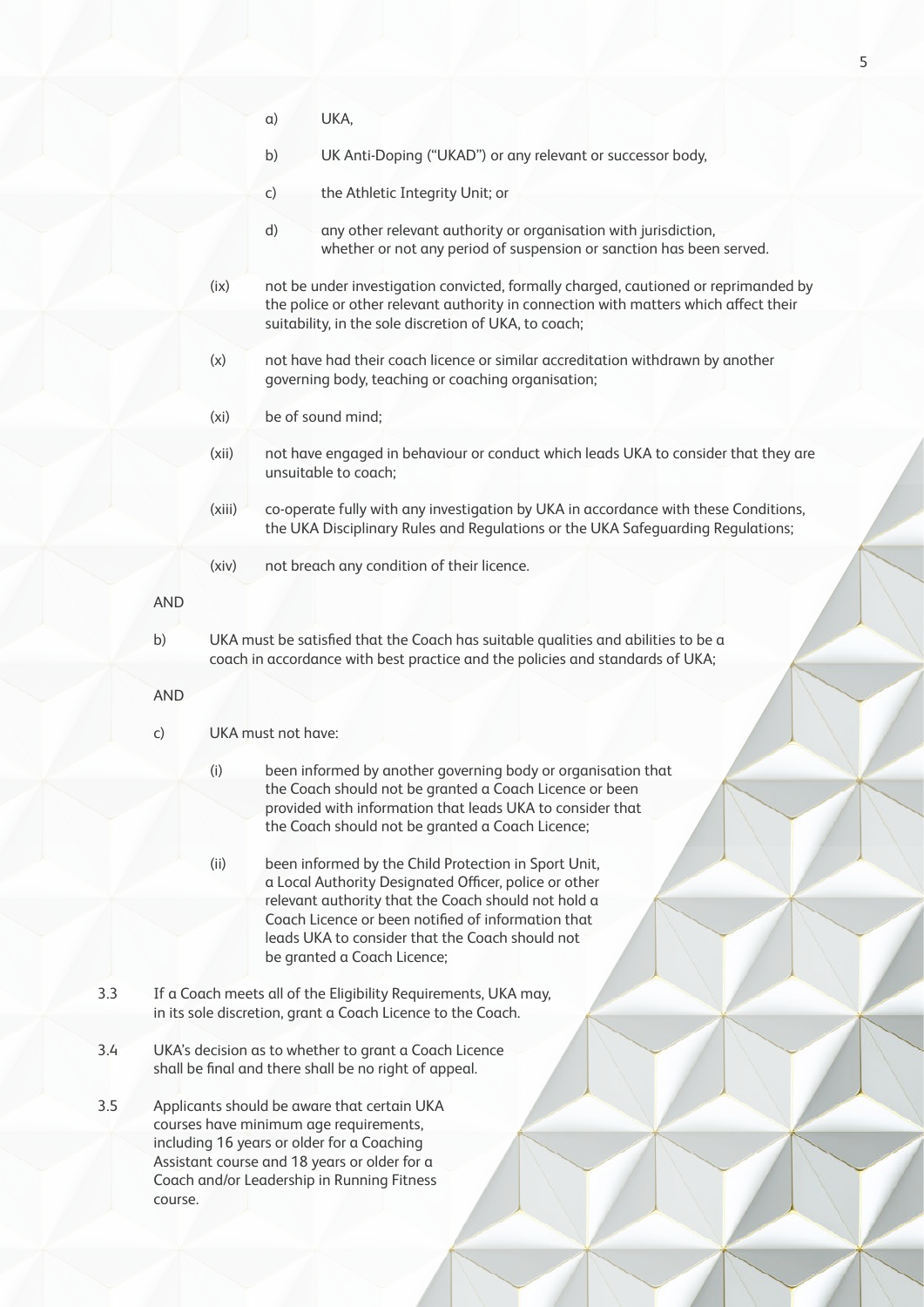a) UKA,

b) UK Anti-Doping ("UKAD") or any relevant or successor body,

c) the Athletic Integrity Unit; or

d) any other relevant authority or organisation with jurisdiction, whether or not any period of suspension or sanction has been served.

(ix) not be under investigation convicted, formally charged, cautioned or reprimanded by the police or other relevant authority in connection with matters which affect their suitability, in the sole discretion of UKA, to coach;

(x) not have had their coach licence or similar accreditation withdrawn by another governing body, teaching or coaching organisation;

(xi) be of sound mind;

(xii) not have engaged in behaviour or conduct which leads UKA to consider that they are unsuitable to coach;

(xiii) co-operate fully with any investigation by UKA in accordance with these Conditions, the UKA Disciplinary Rules and Regulations or the UKA Safeguarding Regulations;

(xiv) not breach any condition of their licence.

AND

b) UKA must be satisfied that the Coach has suitable qualities and abilities to be a coach in accordance with best practice and the policies and standards of UKA;

AND

c) UKA must not have:

(i) been informed by another governing body or organisation that the Coach should not be granted a Coach Licence or been provided with information that leads UKA to consider that the Coach should not be granted a Coach Licence;

(ii) been informed by the Child Protection in Sport Unit, a Local Authority Designated Officer, police or other relevant authority that the Coach should not hold a Coach Licence or been notified of information that leads UKA to consider that the Coach should not be granted a Coach Licence;

3.3 If a Coach meets all of the Eligibility Requirements, UKA may, in its sole discretion, grant a Coach Licence to the Coach.

3.4 UKA's decision as to whether to grant a Coach Licence shall be final and there shall be no right of appeal.

3.5 Applicants should be aware that certain UKA courses have minimum age requirements, including 16 years or older for a Coaching Assistant course and 18 years or older for a Coach and/or Leadership in Running Fitness course.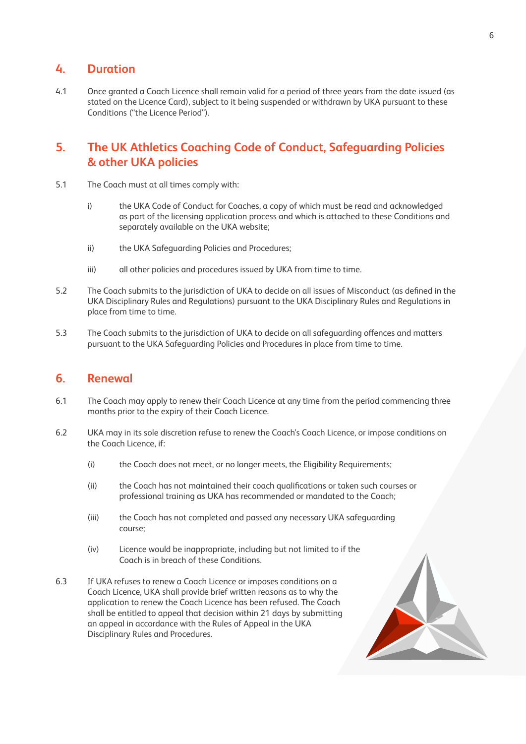## 4. Duration

4.1 Once granted a Coach Licence shall remain valid for a period of three years from the date issued (as stated on the Licence Card), subject to it being suspended or withdrawn by UKA pursuant to these Conditions ("the Licence Period").

## 5. The UK Athletics Coaching Code of Conduct, Safeguarding Policies & other UKA policies

5.1 The Coach must at all times comply with:

i) the UKA Code of Conduct for Coaches, a copy of which must be read and acknowledged as part of the licensing application process and which is attached to these Conditions and separately available on the UKA website;

ii) the UKA Safeguarding Policies and Procedures;

iii) all other policies and procedures issued by UKA from time to time.

5.2 The Coach submits to the jurisdiction of UKA to decide on all issues of Misconduct (as defined in the UKA Disciplinary Rules and Regulations) pursuant to the UKA Disciplinary Rules and Regulations in place from time to time.

5.3 The Coach submits to the jurisdiction of UKA to decide on all safeguarding offences and matters pursuant to the UKA Safeguarding Policies and Procedures in place from time to time.

## 6. Renewal

6.1 The Coach may apply to renew their Coach Licence at any time from the period commencing three months prior to the expiry of their Coach Licence.

6.2 UKA may in its sole discretion refuse to renew the Coach's Coach Licence, or impose conditions on the Coach Licence, if:

(i) the Coach does not meet, or no longer meets, the Eligibility Requirements;

(ii) the Coach has not maintained their coach qualifications or taken such courses or professional training as UKA has recommended or mandated to the Coach;

(iii) the Coach has not completed and passed any necessary UKA safeguarding course;

(iv) Licence would be inappropriate, including but not limited to if the Coach is in breach of these Conditions.

6.3 If UKA refuses to renew a Coach Licence or imposes conditions on a Coach Licence, UKA shall provide brief written reasons as to why the application to renew the Coach Licence has been refused. The Coach shall be entitled to appeal that decision within 21 days by submitting an appeal in accordance with the Rules of Appeal in the UKA Disciplinary Rules and Procedures.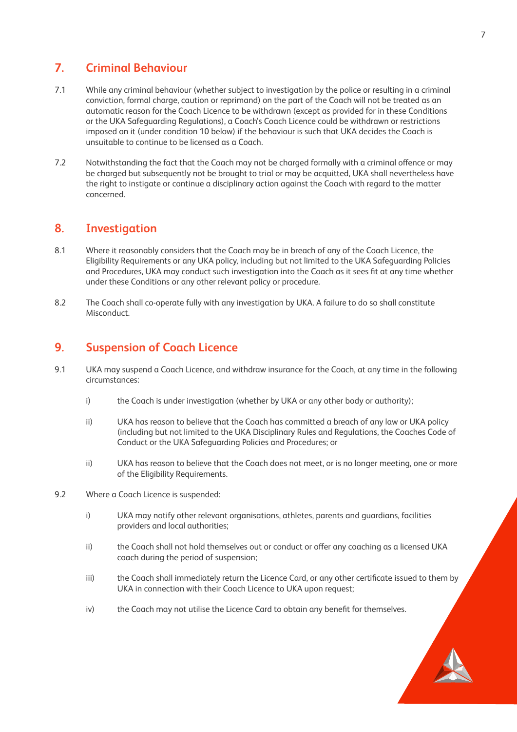## 7. Criminal Behaviour

7.1 While any criminal behaviour (whether subject to investigation by the police or resulting in a criminal conviction, formal charge, caution or reprimand) on the part of the Coach will not be treated as an automatic reason for the Coach Licence to be withdrawn (except as provided for in these Conditions or the UKA Safeguarding Regulations), a Coach's Coach Licence could be withdrawn or restrictions imposed on it (under condition 10 below) if the behaviour is such that UKA decides the Coach is unsuitable to continue to be licensed as a Coach.

7.2 Notwithstanding the fact that the Coach may not be charged formally with a criminal offence or may be charged but subsequently not be brought to trial or may be acquitted, UKA shall nevertheless have the right to instigate or continue a disciplinary action against the Coach with regard to the matter concerned.

## 8. Investigation

8.1 Where it reasonably considers that the Coach may be in breach of any of the Coach Licence, the Eligibility Requirements or any UKA policy, including but not limited to the UKA Safeguarding Policies and Procedures, UKA may conduct such investigation into the Coach as it sees fit at any time whether under these Conditions or any other relevant policy or procedure.

8.2 The Coach shall co-operate fully with any investigation by UKA. A failure to do so shall constitute Misconduct.

## 9. Suspension of Coach Licence

9.1 UKA may suspend a Coach Licence, and withdraw insurance for the Coach, at any time in the following circumstances:

i) the Coach is under investigation (whether by UKA or any other body or authority);

ii) UKA has reason to believe that the Coach has committed a breach of any law or UKA policy (including but not limited to the UKA Disciplinary Rules and Regulations, the Coaches Code of Conduct or the UKA Safeguarding Policies and Procedures; or

ii) UKA has reason to believe that the Coach does not meet, or is no longer meeting, one or more of the Eligibility Requirements.

9.2 Where a Coach Licence is suspended:

i) UKA may notify other relevant organisations, athletes, parents and guardians, facilities providers and local authorities;

ii) the Coach shall not hold themselves out or conduct or offer any coaching as a licensed UKA coach during the period of suspension;

iii) the Coach shall immediately return the Licence Card, or any other certificate issued to them by UKA in connection with their Coach Licence to UKA upon request;

iv) the Coach may not utilise the Licence Card to obtain any benefit for themselves.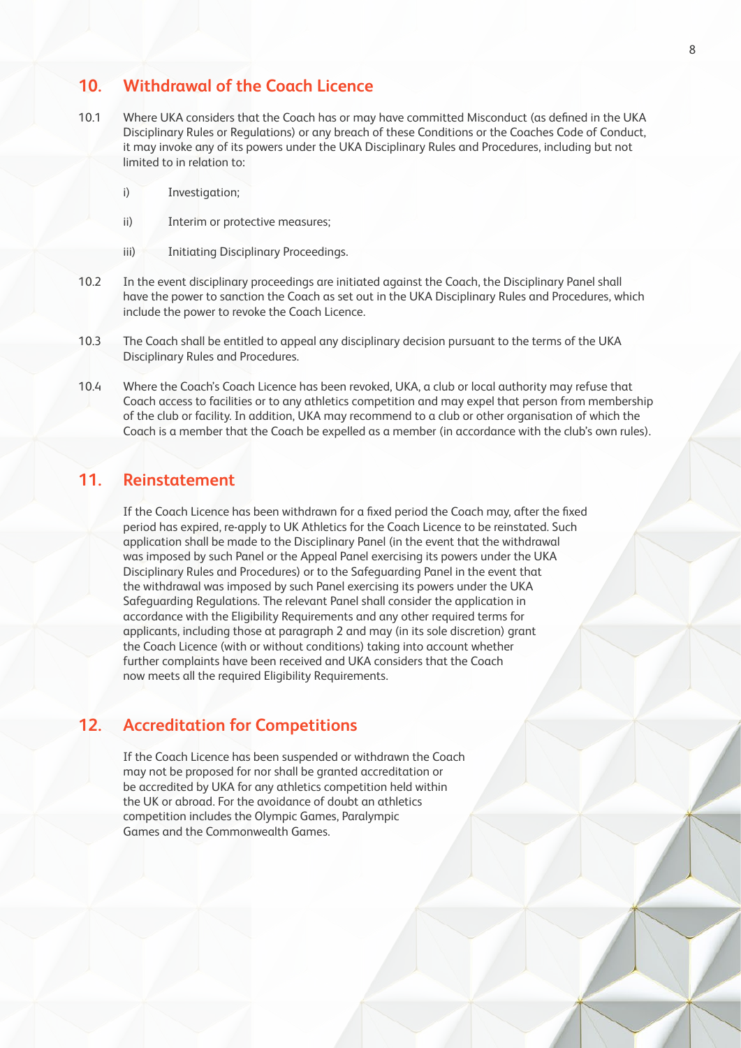## 10. Withdrawal of the Coach Licence

10.1 Where UKA considers that the Coach has or may have committed Misconduct (as defined in the UKA Disciplinary Rules or Regulations) or any breach of these Conditions or the Coaches Code of Conduct, it may invoke any of its powers under the UKA Disciplinary Rules and Procedures, including but not limited to in relation to:

i) Investigation;

ii) Interim or protective measures;

iii) Initiating Disciplinary Proceedings.

10.2 In the event disciplinary proceedings are initiated against the Coach, the Disciplinary Panel shall have the power to sanction the Coach as set out in the UKA Disciplinary Rules and Procedures, which include the power to revoke the Coach Licence.

10.3 The Coach shall be entitled to appeal any disciplinary decision pursuant to the terms of the UKA Disciplinary Rules and Procedures.

10.4 Where the Coach's Coach Licence has been revoked, UKA, a club or local authority may refuse that Coach access to facilities or to any athletics competition and may expel that person from membership of the club or facility. In addition, UKA may recommend to a club or other organisation of which the Coach is a member that the Coach be expelled as a member (in accordance with the club's own rules).

## 11. Reinstatement

If the Coach Licence has been withdrawn for a fixed period the Coach may, after the fixed period has expired, re-apply to UK Athletics for the Coach Licence to be reinstated. Such application shall be made to the Disciplinary Panel (in the event that the withdrawal was imposed by such Panel or the Appeal Panel exercising its powers under the UKA Disciplinary Rules and Procedures) or to the Safeguarding Panel in the event that the withdrawal was imposed by such Panel exercising its powers under the UKA Safeguarding Regulations. The relevant Panel shall consider the application in accordance with the Eligibility Requirements and any other required terms for applicants, including those at paragraph 2 and may (in its sole discretion) grant the Coach Licence (with or without conditions) taking into account whether further complaints have been received and UKA considers that the Coach now meets all the required Eligibility Requirements.

## 12. Accreditation for Competitions

If the Coach Licence has been suspended or withdrawn the Coach may not be proposed for nor shall be granted accreditation or be accredited by UKA for any athletics competition held within the UK or abroad. For the avoidance of doubt an athletics competition includes the Olympic Games, Paralympic Games and the Commonwealth Games.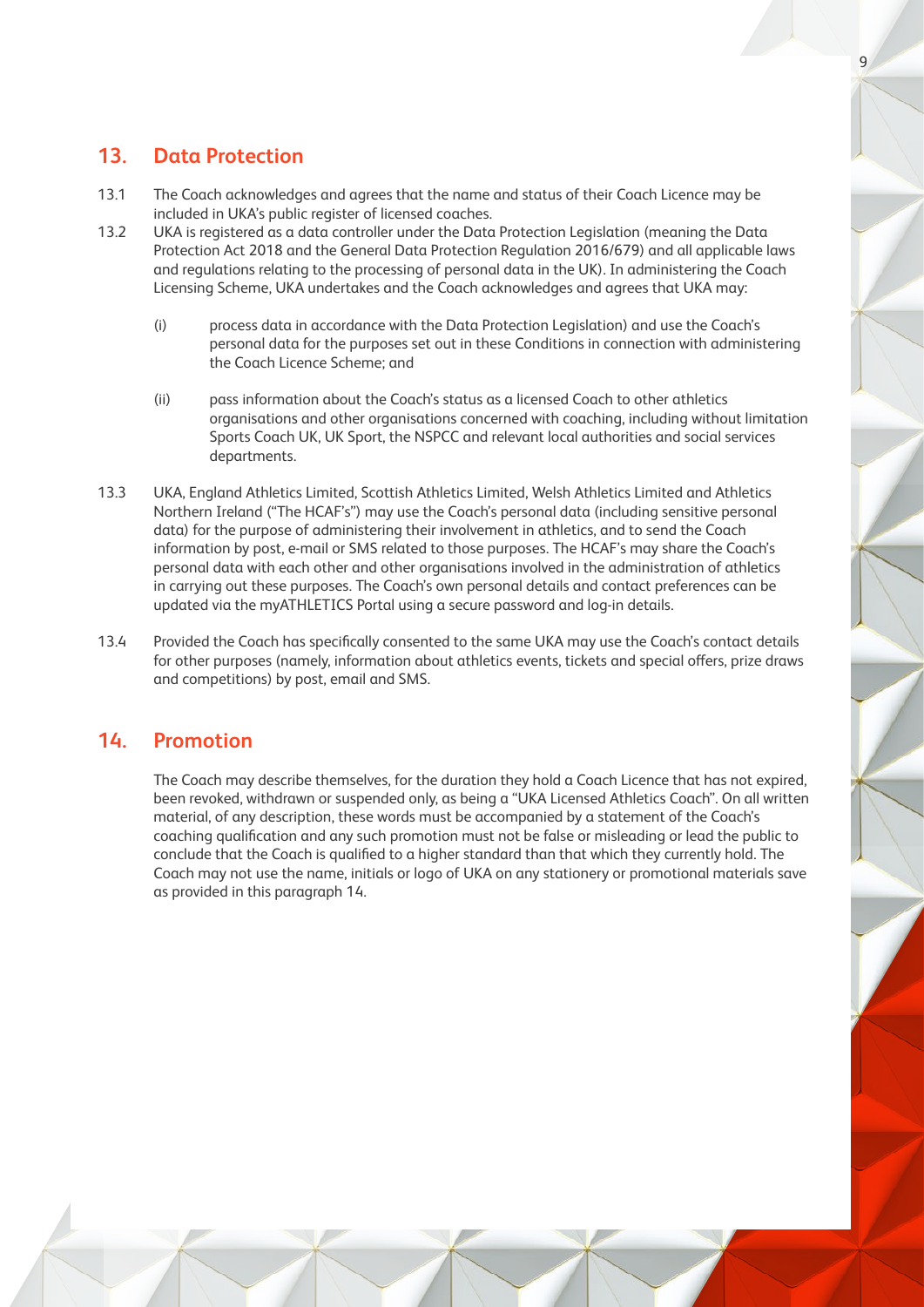## 13. Data Protection

13.1 The Coach acknowledges and agrees that the name and status of their Coach Licence may be included in UKA's public register of licensed coaches.

13.2 UKA is registered as a data controller under the Data Protection Legislation (meaning the Data Protection Act 2018 and the General Data Protection Regulation 2016/679) and all applicable laws and regulations relating to the processing of personal data in the UK). In administering the Coach Licensing Scheme, UKA undertakes and the Coach acknowledges and agrees that UKA may:

(i) process data in accordance with the Data Protection Legislation) and use the Coach's personal data for the purposes set out in these Conditions in connection with administering the Coach Licence Scheme; and

(ii) pass information about the Coach's status as a licensed Coach to other athletics organisations and other organisations concerned with coaching, including without limitation Sports Coach UK, UK Sport, the NSPCC and relevant local authorities and social services departments.

13.3 UKA, England Athletics Limited, Scottish Athletics Limited, Welsh Athletics Limited and Athletics Northern Ireland ("The HCAF's") may use the Coach's personal data (including sensitive personal data) for the purpose of administering their involvement in athletics, and to send the Coach information by post, e-mail or SMS related to those purposes. The HCAF's may share the Coach's personal data with each other and other organisations involved in the administration of athletics in carrying out these purposes. The Coach's own personal details and contact preferences can be updated via the myATHLETICS Portal using a secure password and log-in details.

13.4 Provided the Coach has specifically consented to the same UKA may use the Coach's contact details for other purposes (namely, information about athletics events, tickets and special offers, prize draws and competitions) by post, email and SMS.

## 14. Promotion

The Coach may describe themselves, for the duration they hold a Coach Licence that has not expired, been revoked, withdrawn or suspended only, as being a "UKA Licensed Athletics Coach". On all written material, of any description, these words must be accompanied by a statement of the Coach's coaching qualification and any such promotion must not be false or misleading or lead the public to conclude that the Coach is qualified to a higher standard than that which they currently hold. The Coach may not use the name, initials or logo of UKA on any stationery or promotional materials save as provided in this paragraph 14.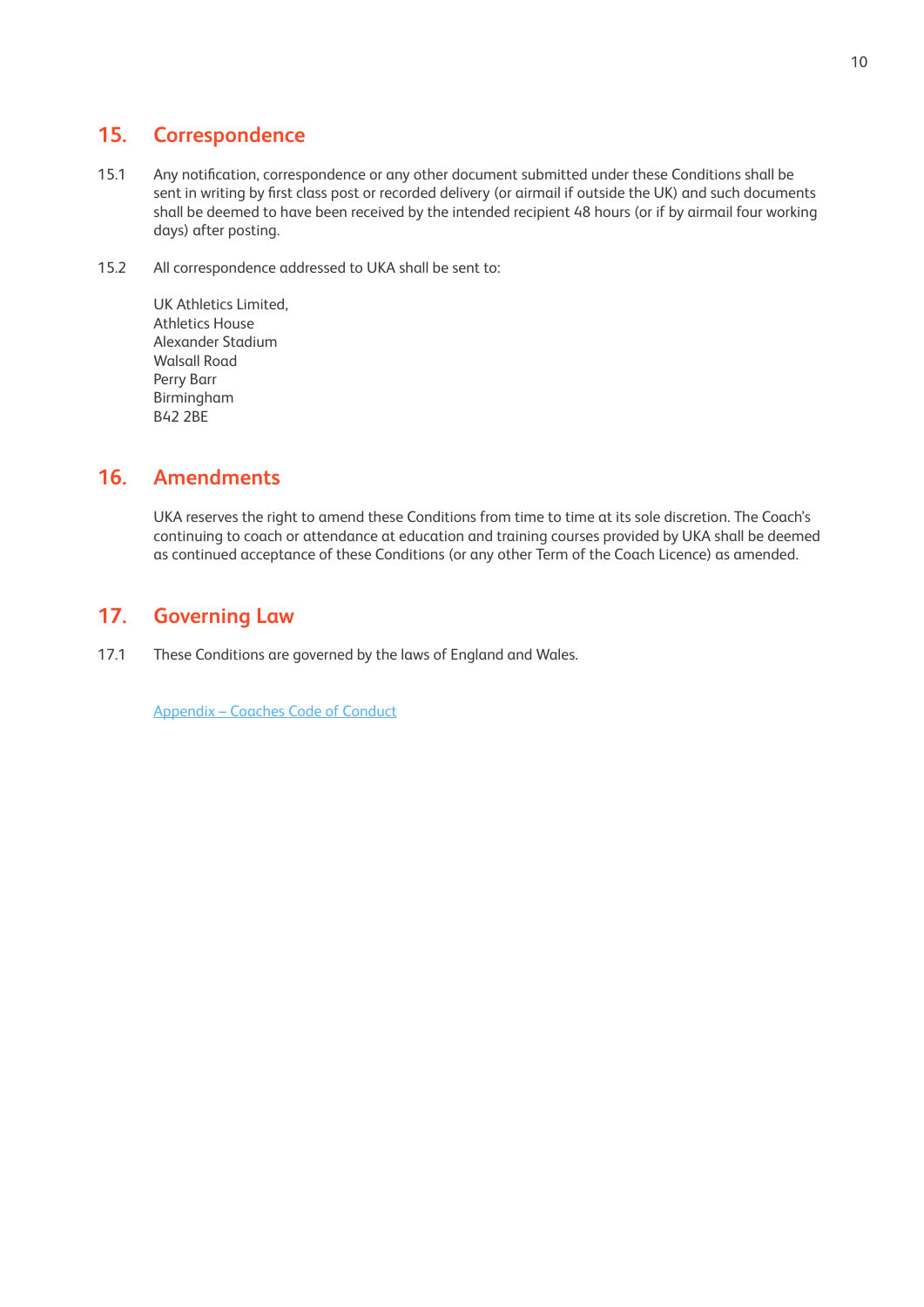## 15. Correspondence

15.1 Any notification, correspondence or any other document submitted under these Conditions shall be sent in writing by first class post or recorded delivery (or airmail if outside the UK) and such documents shall be deemed to have been received by the intended recipient 48 hours (or if by airmail four working days) after posting.

15.2 All correspondence addressed to UKA shall be sent to:

UK Athletics Limited,
Athletics House
Alexander Stadium
Walsall Road
Perry Barr
Birmingham
B42 2BE

## 16. Amendments

UKA reserves the right to amend these Conditions from time to time at its sole discretion. The Coach's continuing to coach or attendance at education and training courses provided by UKA shall be deemed as continued acceptance of these Conditions (or any other Term of the Coach Licence) as amended.

## 17. Governing Law

17.1 These Conditions are governed by the laws of England and Wales.

Appendix – Coaches Code of Conduct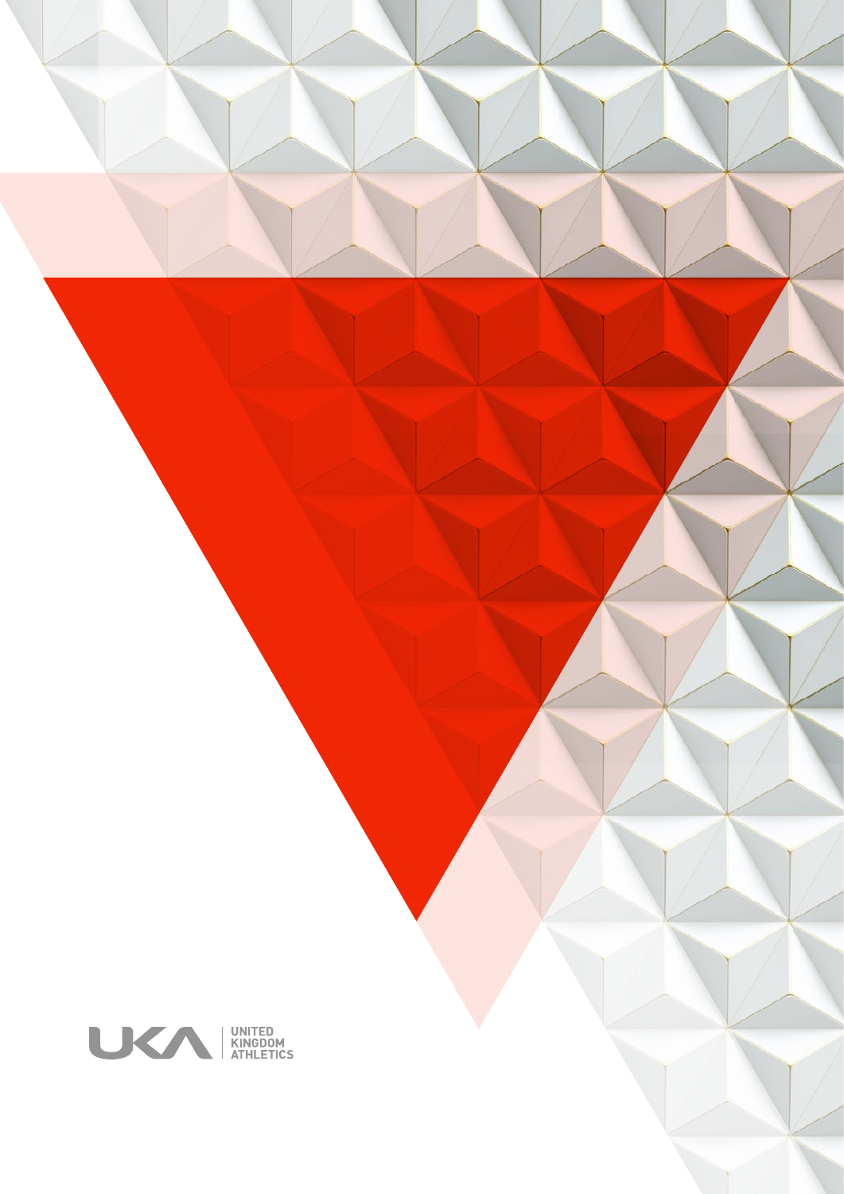UNITED KINGDOM ATHLETICS